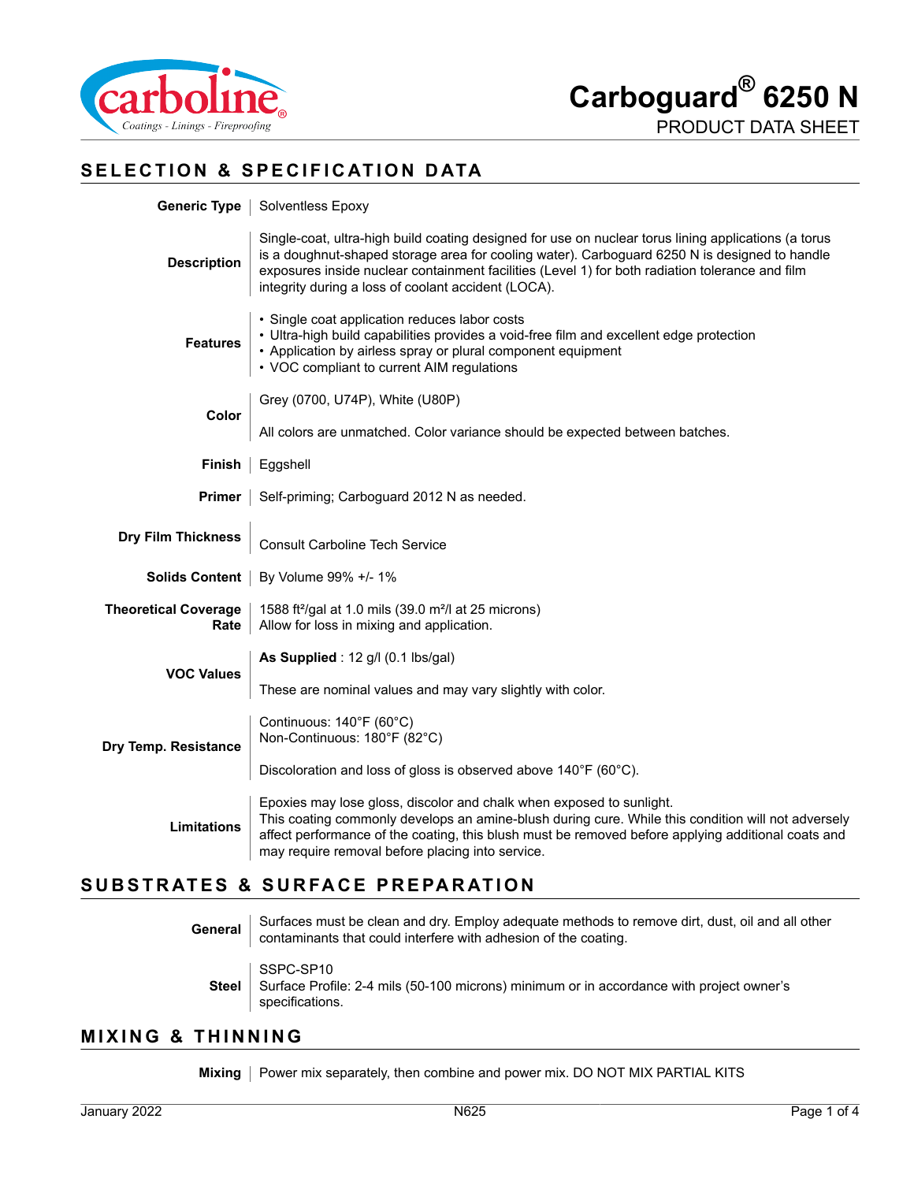# Carboguard® 6250 N

PRODUCT DATA SHEET

## SELECTION & SPECIFICATION DATA

| | |
|---|---|
| **Generic Type** | Solventless Epoxy |
| **Description** | Single-coat, ultra-high build coating designed for use on nuclear torus lining applications (a torus is a doughnut-shaped storage area for cooling water). Carboguard 6250 N is designed to handle exposures inside nuclear containment facilities (Level 1) for both radiation tolerance and film integrity during a loss of coolant accident (LOCA). |
| **Features** | • Single coat application reduces labor costs<br>• Ultra-high build capabilities provides a void-free film and excellent edge protection<br>• Application by airless spray or plural component equipment<br>• VOC compliant to current AIM regulations |
| **Color** | Grey (0700, U74P), White (U80P)<br><br>All colors are unmatched. Color variance should be expected between batches. |
| **Finish** | Eggshell |
| **Primer** | Self-priming; Carboguard 2012 N as needed. |
| **Dry Film Thickness** | Consult Carboline Tech Service |
| **Solids Content** | By Volume 99% +/- 1% |
| **Theoretical Coverage Rate** | 1588 ft²/gal at 1.0 mils (39.0 m²/l at 25 microns)<br>Allow for loss in mixing and application. |
| **VOC Values** | **As Supplied** : 12 g/l (0.1 lbs/gal)<br><br>These are nominal values and may vary slightly with color. |
| **Dry Temp. Resistance** | Continuous: 140°F (60°C)<br>Non-Continuous: 180°F (82°C)<br><br>Discoloration and loss of gloss is observed above 140°F (60°C). |
| **Limitations** | Epoxies may lose gloss, discolor and chalk when exposed to sunlight.<br>This coating commonly develops an amine-blush during cure. While this condition will not adversely affect performance of the coating, this blush must be removed before applying additional coats and may require removal before placing into service. |

## SUBSTRATES & SURFACE PREPARATION

| | |
|---|---|
| **General** | Surfaces must be clean and dry. Employ adequate methods to remove dirt, dust, oil and all other contaminants that could interfere with adhesion of the coating. |
| **Steel** | SSPC-SP10<br>Surface Profile: 2-4 mils (50-100 microns) minimum or in accordance with project owner's specifications. |

## MIXING & THINNING

| | |
|---|---|
| **Mixing** | Power mix separately, then combine and power mix. DO NOT MIX PARTIAL KITS |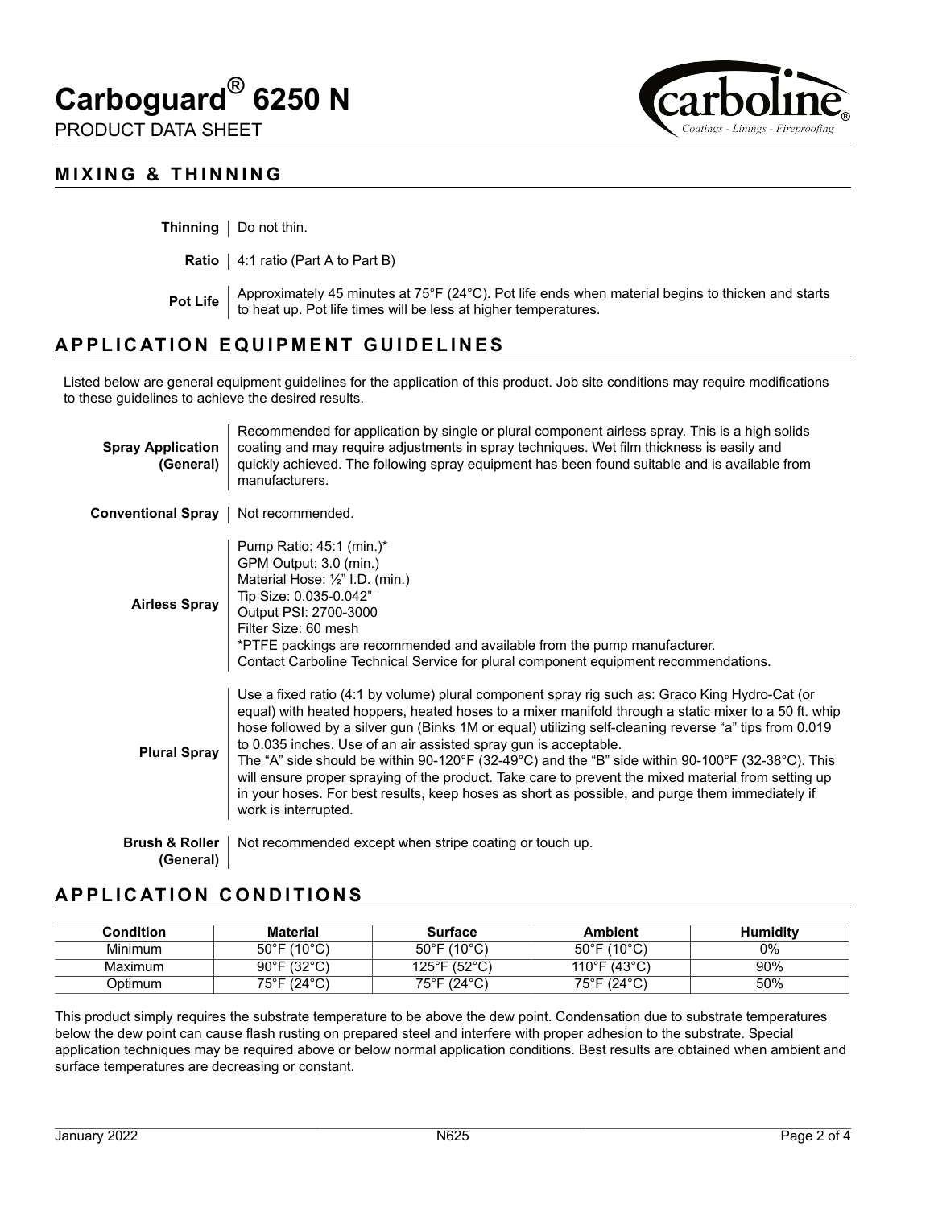## MIXING & THINNING

| | |
|---|---|
| **Thinning** | Do not thin. |
| **Ratio** | 4:1 ratio (Part A to Part B) |
| **Pot Life** | Approximately 45 minutes at 75°F (24°C). Pot life ends when material begins to thicken and starts to heat up. Pot life times will be less at higher temperatures. |

## APPLICATION EQUIPMENT GUIDELINES

Listed below are general equipment guidelines for the application of this product. Job site conditions may require modifications to these guidelines to achieve the desired results.

| | |
|---|---|
| **Spray Application (General)** | Recommended for application by single or plural component airless spray. This is a high solids coating and may require adjustments in spray techniques. Wet film thickness is easily and quickly achieved. The following spray equipment has been found suitable and is available from manufacturers. |
| **Conventional Spray** | Not recommended. |
| **Airless Spray** | Pump Ratio: 45:1 (min.)*<br>GPM Output: 3.0 (min.)<br>Material Hose: ½" I.D. (min.)<br>Tip Size: 0.035-0.042"<br>Output PSI: 2700-3000<br>Filter Size: 60 mesh<br>*PTFE packings are recommended and available from the pump manufacturer.<br>Contact Carboline Technical Service for plural component equipment recommendations. |
| **Plural Spray** | Use a fixed ratio (4:1 by volume) plural component spray rig such as: Graco King Hydro-Cat (or equal) with heated hoppers, heated hoses to a mixer manifold through a static mixer to a 50 ft. whip hose followed by a silver gun (Binks 1M or equal) utilizing self-cleaning reverse "a" tips from 0.019 to 0.035 inches. Use of an air assisted spray gun is acceptable.<br>The "A" side should be within 90-120°F (32-49°C) and the "B" side within 90-100°F (32-38°C). This will ensure proper spraying of the product. Take care to prevent the mixed material from setting up in your hoses. For best results, keep hoses as short as possible, and purge them immediately if work is interrupted. |
| **Brush & Roller (General)** | Not recommended except when stripe coating or touch up. |

## APPLICATION CONDITIONS

| Condition | Material | Surface | Ambient | Humidity |
|---|---|---|---|---|
| Minimum | 50°F (10°C) | 50°F (10°C) | 50°F (10°C) | 0% |
| Maximum | 90°F (32°C) | 125°F (52°C) | 110°F (43°C) | 90% |
| Optimum | 75°F (24°C) | 75°F (24°C) | 75°F (24°C) | 50% |

This product simply requires the substrate temperature to be above the dew point. Condensation due to substrate temperatures below the dew point can cause flash rusting on prepared steel and interfere with proper adhesion to the substrate. Special application techniques may be required above or below normal application conditions. Best results are obtained when ambient and surface temperatures are decreasing or constant.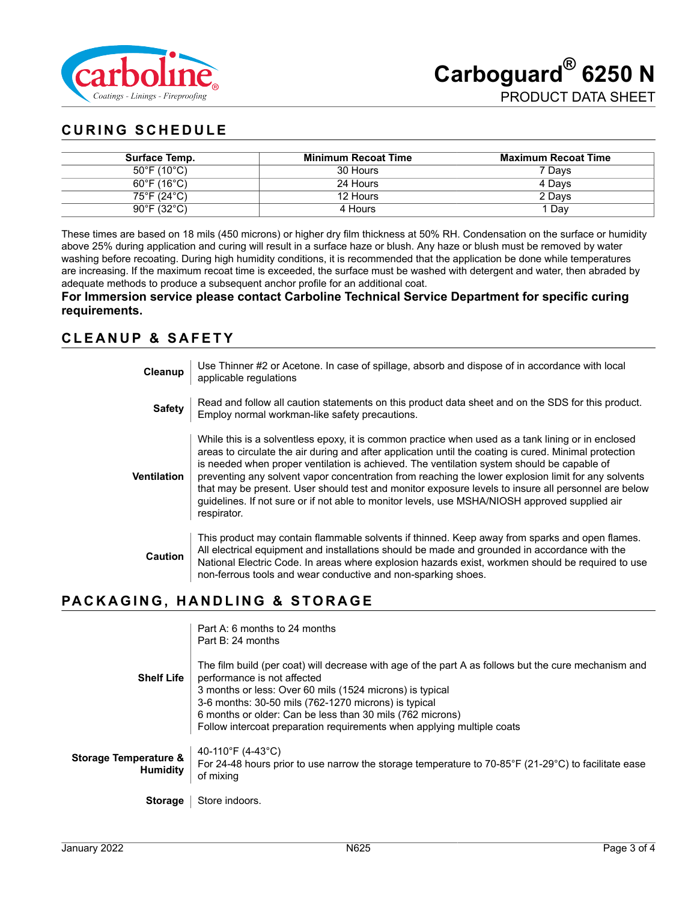## CURING SCHEDULE

| Surface Temp. | Minimum Recoat Time | Maximum Recoat Time |
|---|---|---|
| 50°F (10°C) | 30 Hours | 7 Days |
| 60°F (16°C) | 24 Hours | 4 Days |
| 75°F (24°C) | 12 Hours | 2 Days |
| 90°F (32°C) | 4 Hours | 1 Day |

These times are based on 18 mils (450 microns) or higher dry film thickness at 50% RH. Condensation on the surface or humidity above 25% during application and curing will result in a surface haze or blush. Any haze or blush must be removed by water washing before recoating. During high humidity conditions, it is recommended that the application be done while temperatures are increasing. If the maximum recoat time is exceeded, the surface must be washed with detergent and water, then abraded by adequate methods to produce a subsequent anchor profile for an additional coat.

**For Immersion service please contact Carboline Technical Service Department for specific curing requirements.**

## CLEANUP & SAFETY

**Cleanup**
Use Thinner #2 or Acetone. In case of spillage, absorb and dispose of in accordance with local applicable regulations

**Safety**
Read and follow all caution statements on this product data sheet and on the SDS for this product. Employ normal workman-like safety precautions.

**Ventilation**
While this is a solventless epoxy, it is common practice when used as a tank lining or in enclosed areas to circulate the air during and after application until the coating is cured. Minimal protection is needed when proper ventilation is achieved. The ventilation system should be capable of preventing any solvent vapor concentration from reaching the lower explosion limit for any solvents that may be present. User should test and monitor exposure levels to insure all personnel are below guidelines. If not sure or if not able to monitor levels, use MSHA/NIOSH approved supplied air respirator.

**Caution**
This product may contain flammable solvents if thinned. Keep away from sparks and open flames. All electrical equipment and installations should be made and grounded in accordance with the National Electric Code. In areas where explosion hazards exist, workmen should be required to use non-ferrous tools and wear conductive and non-sparking shoes.

## PACKAGING, HANDLING & STORAGE

**Shelf Life**
Part A: 6 months to 24 months
Part B: 24 months

The film build (per coat) will decrease with age of the part A as follows but the cure mechanism and performance is not affected
3 months or less: Over 60 mils (1524 microns) is typical
3-6 months: 30-50 mils (762-1270 microns) is typical
6 months or older: Can be less than 30 mils (762 microns)
Follow intercoat preparation requirements when applying multiple coats

**Storage Temperature & Humidity**
40-110°F (4-43°C)
For 24-48 hours prior to use narrow the storage temperature to 70-85°F (21-29°C) to facilitate ease of mixing

**Storage**
Store indoors.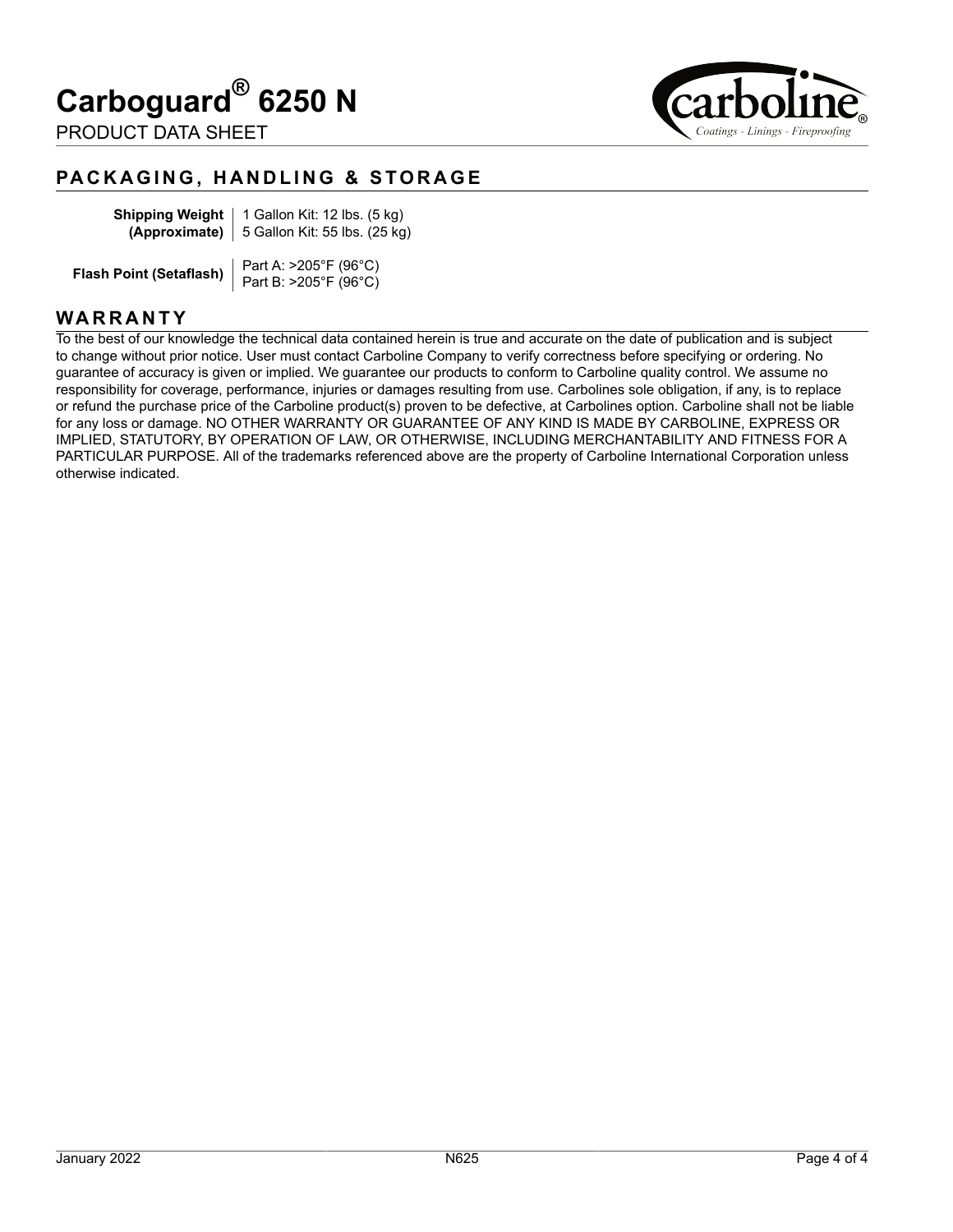## PACKAGING, HANDLING & STORAGE

| | |
|---|---|
| **Shipping Weight (Approximate)** | 1 Gallon Kit: 12 lbs. (5 kg)<br>5 Gallon Kit: 55 lbs. (25 kg) |
| **Flash Point (Setaflash)** | Part A: >205°F (96°C)<br>Part B: >205°F (96°C) |

## WARRANTY

To the best of our knowledge the technical data contained herein is true and accurate on the date of publication and is subject to change without prior notice. User must contact Carboline Company to verify correctness before specifying or ordering. No guarantee of accuracy is given or implied. We guarantee our products to conform to Carboline quality control. We assume no responsibility for coverage, performance, injuries or damages resulting from use. Carbolines sole obligation, if any, is to replace or refund the purchase price of the Carboline product(s) proven to be defective, at Carbolines option. Carboline shall not be liable for any loss or damage. NO OTHER WARRANTY OR GUARANTEE OF ANY KIND IS MADE BY CARBOLINE, EXPRESS OR IMPLIED, STATUTORY, BY OPERATION OF LAW, OR OTHERWISE, INCLUDING MERCHANTABILITY AND FITNESS FOR A PARTICULAR PURPOSE. All of the trademarks referenced above are the property of Carboline International Corporation unless otherwise indicated.